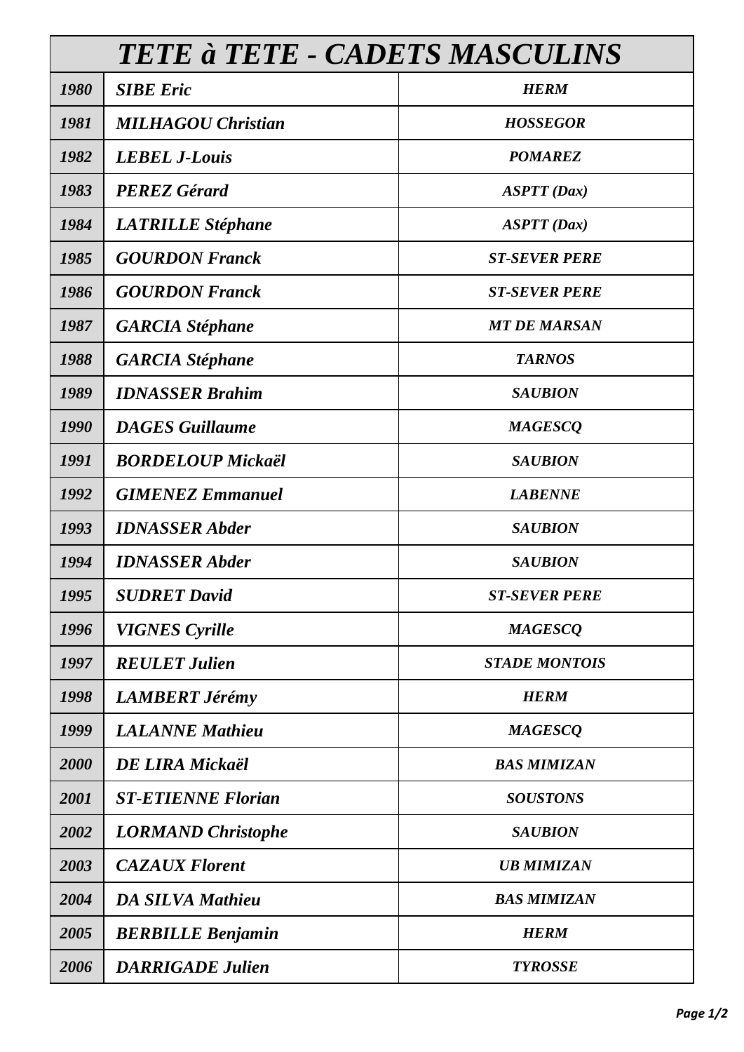| *TETE à TETE - CADETS MASCULINS* | | |
|---|---|---|
| ***1980*** | ***SIBE Eric*** | ***HERM*** |
| ***1981*** | ***MILHAGOU Christian*** | ***HOSSEGOR*** |
| ***1982*** | ***LEBEL J-Louis*** | ***POMAREZ*** |
| ***1983*** | ***PEREZ Gérard*** | ***ASPTT (Dax)*** |
| ***1984*** | ***LATRILLE Stéphane*** | ***ASPTT (Dax)*** |
| ***1985*** | ***GOURDON Franck*** | ***ST-SEVER PERE*** |
| ***1986*** | ***GOURDON Franck*** | ***ST-SEVER PERE*** |
| ***1987*** | ***GARCIA Stéphane*** | ***MT DE MARSAN*** |
| ***1988*** | ***GARCIA Stéphane*** | ***TARNOS*** |
| ***1989*** | ***IDNASSER Brahim*** | ***SAUBION*** |
| ***1990*** | ***DAGES Guillaume*** | ***MAGESCQ*** |
| ***1991*** | ***BORDELOUP Mickaël*** | ***SAUBION*** |
| ***1992*** | ***GIMENEZ Emmanuel*** | ***LABENNE*** |
| ***1993*** | ***IDNASSER Abder*** | ***SAUBION*** |
| ***1994*** | ***IDNASSER Abder*** | ***SAUBION*** |
| ***1995*** | ***SUDRET David*** | ***ST-SEVER PERE*** |
| ***1996*** | ***VIGNES Cyrille*** | ***MAGESCQ*** |
| ***1997*** | ***REULET Julien*** | ***STADE MONTOIS*** |
| ***1998*** | ***LAMBERT Jérémy*** | ***HERM*** |
| ***1999*** | ***LALANNE Mathieu*** | ***MAGESCQ*** |
| ***2000*** | ***DE LIRA Mickaël*** | ***BAS MIMIZAN*** |
| ***2001*** | ***ST-ETIENNE Florian*** | ***SOUSTONS*** |
| ***2002*** | ***LORMAND Christophe*** | ***SAUBION*** |
| ***2003*** | ***CAZAUX Florent*** | ***UB MIMIZAN*** |
| ***2004*** | ***DA SILVA Mathieu*** | ***BAS MIMIZAN*** |
| ***2005*** | ***BERBILLE Benjamin*** | ***HERM*** |
| ***2006*** | ***DARRIGADE Julien*** | ***TYROSSE*** |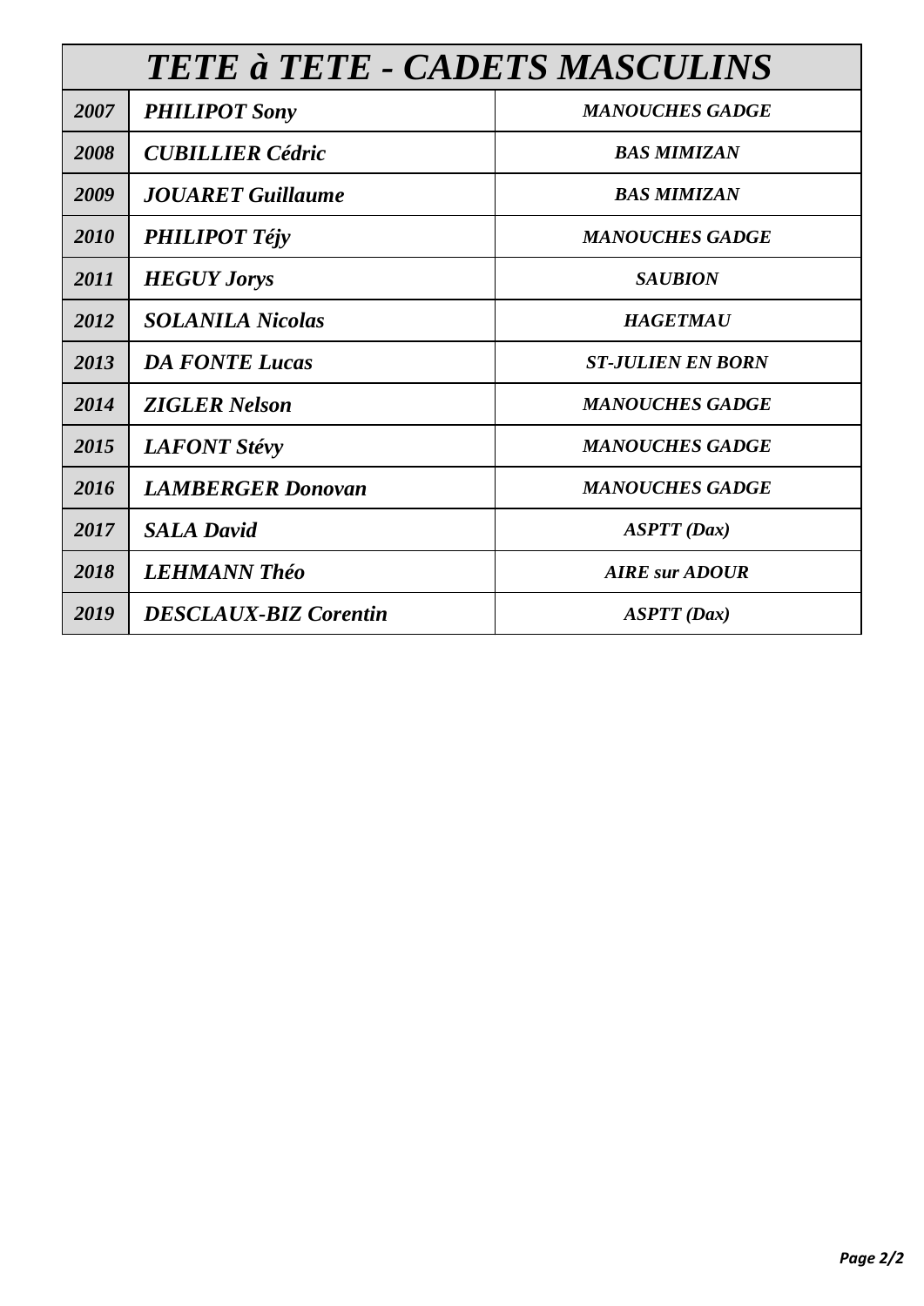| *TETE à TETE - CADETS MASCULINS* | | |
|---|---|---|
| ***2007*** | ***PHILIPOT Sony*** | ***MANOUCHES GADGE*** |
| ***2008*** | ***CUBILLIER Cédric*** | ***BAS MIMIZAN*** |
| ***2009*** | ***JOUARET Guillaume*** | ***BAS MIMIZAN*** |
| ***2010*** | ***PHILIPOT Téjy*** | ***MANOUCHES GADGE*** |
| ***2011*** | ***HEGUY Jorys*** | ***SAUBION*** |
| ***2012*** | ***SOLANILA Nicolas*** | ***HAGETMAU*** |
| ***2013*** | ***DA FONTE Lucas*** | ***ST-JULIEN EN BORN*** |
| ***2014*** | ***ZIGLER Nelson*** | ***MANOUCHES GADGE*** |
| ***2015*** | ***LAFONT Stévy*** | ***MANOUCHES GADGE*** |
| ***2016*** | ***LAMBERGER Donovan*** | ***MANOUCHES GADGE*** |
| ***2017*** | ***SALA David*** | ***ASPTT (Dax)*** |
| ***2018*** | ***LEHMANN Théo*** | ***AIRE sur ADOUR*** |
| ***2019*** | ***DESCLAUX-BIZ Corentin*** | ***ASPTT (Dax)*** |